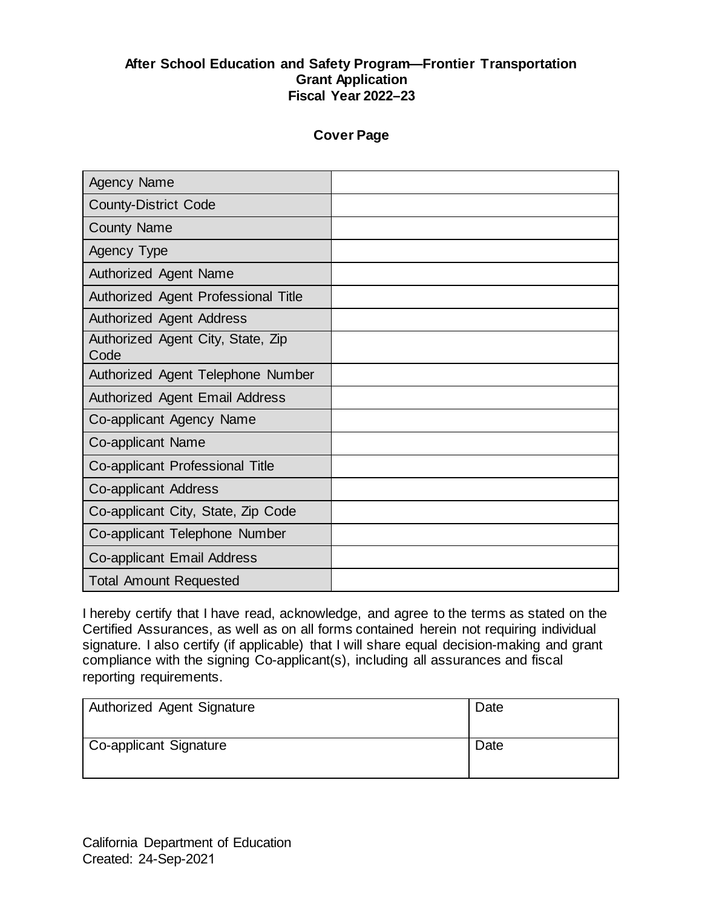# After School Education and Safety Program—Frontier Transportation Grant Application Fiscal Year 2022–23

## Cover Page

| | |
|---|---|
| Agency Name | |
| County-District Code | |
| County Name | |
| Agency Type | |
| Authorized Agent Name | |
| Authorized Agent Professional Title | |
| Authorized Agent Address | |
| Authorized Agent City, State, Zip Code | |
| Authorized Agent Telephone Number | |
| Authorized Agent Email Address | |
| Co-applicant Agency Name | |
| Co-applicant Name | |
| Co-applicant Professional Title | |
| Co-applicant Address | |
| Co-applicant City, State, Zip Code | |
| Co-applicant Telephone Number | |
| Co-applicant Email Address | |
| Total Amount Requested | |

I hereby certify that I have read, acknowledge, and agree to the terms as stated on the Certified Assurances, as well as on all forms contained herein not requiring individual signature. I also certify (if applicable) that I will share equal decision-making and grant compliance with the signing Co-applicant(s), including all assurances and fiscal reporting requirements.

| | |
|---|---|
| Authorized Agent Signature | Date |
| Co-applicant Signature | Date |

California Department of Education
Created: 24-Sep-2021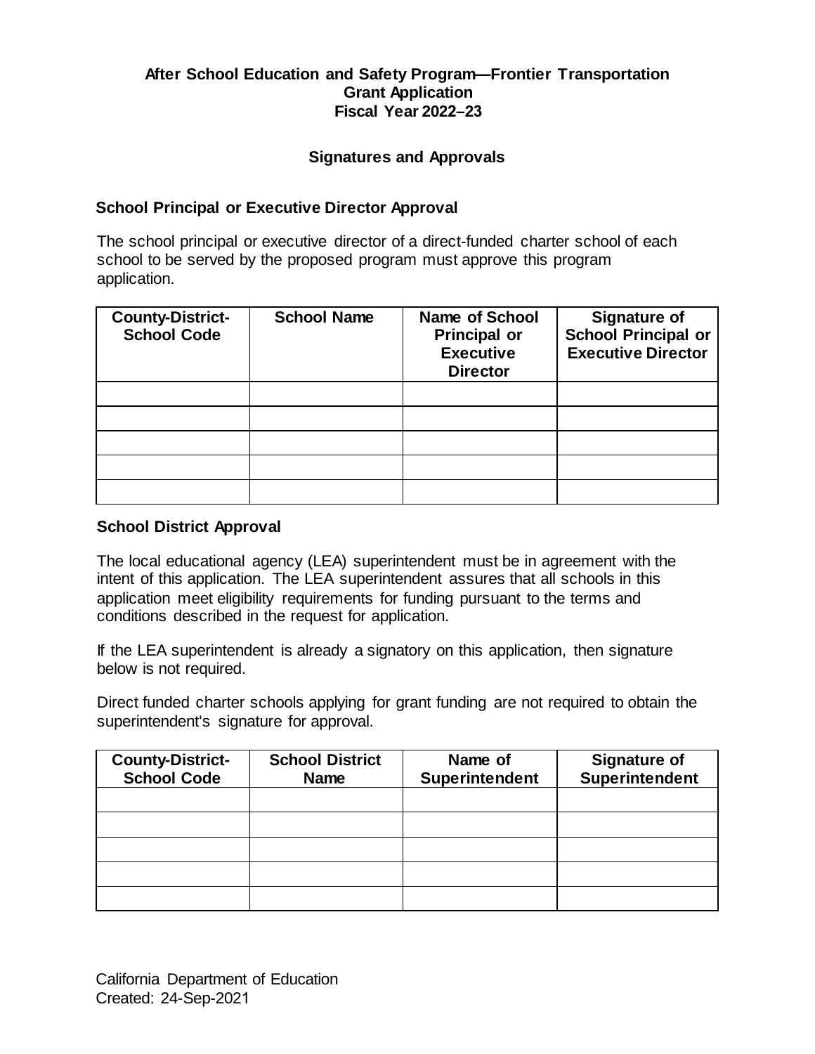# After School Education and Safety Program—Frontier Transportation Grant Application Fiscal Year 2022–23

## Signatures and Approvals

### School Principal or Executive Director Approval

The school principal or executive director of a direct-funded charter school of each school to be served by the proposed program must approve this program application.

| County-District-School Code | School Name | Name of School Principal or Executive Director | Signature of School Principal or Executive Director |
|---|---|---|---|
| | | | |
| | | | |
| | | | |
| | | | |
| | | | |

### School District Approval

The local educational agency (LEA) superintendent must be in agreement with the intent of this application. The LEA superintendent assures that all schools in this application meet eligibility requirements for funding pursuant to the terms and conditions described in the request for application.

If the LEA superintendent is already a signatory on this application, then signature below is not required.

Direct funded charter schools applying for grant funding are not required to obtain the superintendent's signature for approval.

| County-District-School Code | School District Name | Name of Superintendent | Signature of Superintendent |
|---|---|---|---|
| | | | |
| | | | |
| | | | |
| | | | |
| | | | |

California Department of Education
Created: 24-Sep-2021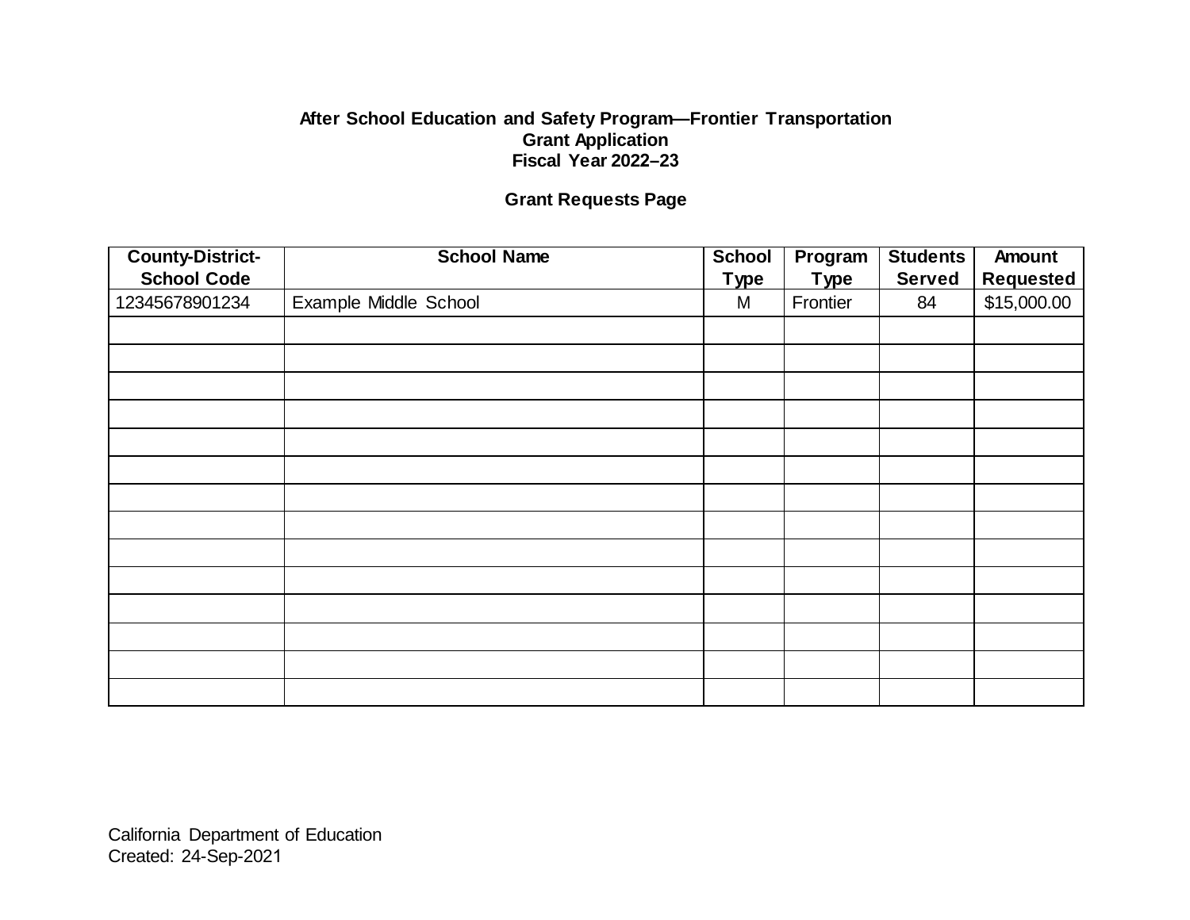**After School Education and Safety Program—Frontier Transportation**
**Grant Application**
**Fiscal Year 2022–23**

## Grant Requests Page

| County-District-School Code | School Name | School Type | Program Type | Students Served | Amount Requested |
|---|---|---|---|---|---|
| 12345678901234 | Example Middle School | M | Frontier | 84 | $15,000.00 |
| | | | | | |
| | | | | | |
| | | | | | |
| | | | | | |
| | | | | | |
| | | | | | |
| | | | | | |
| | | | | | |
| | | | | | |
| | | | | | |
| | | | | | |
| | | | | | |
| | | | | | |
| | | | | | |

California Department of Education
Created: 24-Sep-2021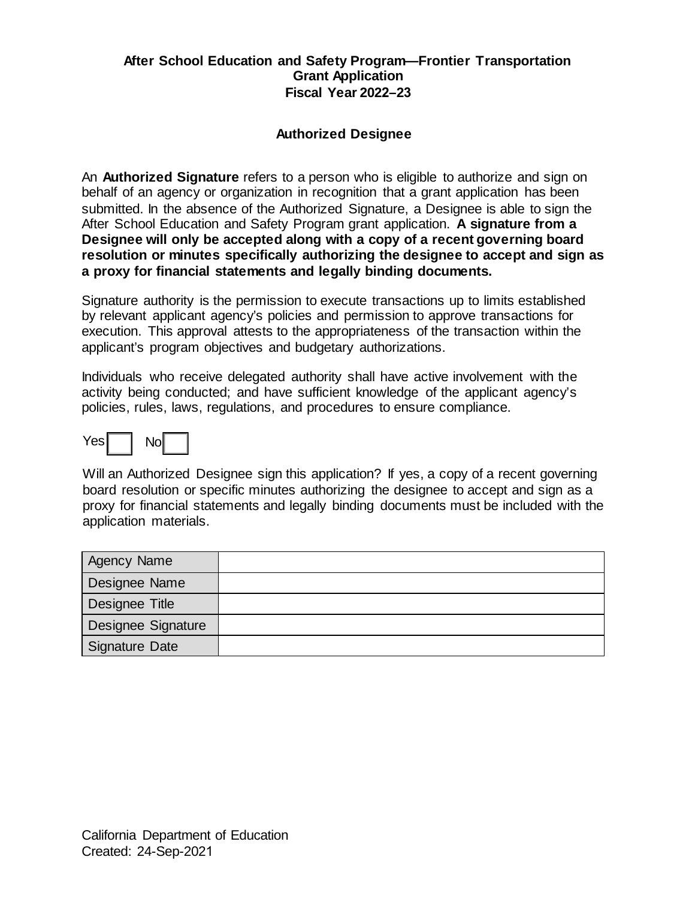**After School Education and Safety Program—Frontier Transportation Grant Application Fiscal Year 2022–23**

## Authorized Designee

An **Authorized Signature** refers to a person who is eligible to authorize and sign on behalf of an agency or organization in recognition that a grant application has been submitted. In the absence of the Authorized Signature, a Designee is able to sign the After School Education and Safety Program grant application. **A signature from a Designee will only be accepted along with a copy of a recent governing board resolution or minutes specifically authorizing the designee to accept and sign as a proxy for financial statements and legally binding documents.**

Signature authority is the permission to execute transactions up to limits established by relevant applicant agency's policies and permission to approve transactions for execution. This approval attests to the appropriateness of the transaction within the applicant's program objectives and budgetary authorizations.

Individuals who receive delegated authority shall have active involvement with the activity being conducted; and have sufficient knowledge of the applicant agency's policies, rules, laws, regulations, and procedures to ensure compliance.

Yes ☐ No ☐

Will an Authorized Designee sign this application? If yes, a copy of a recent governing board resolution or specific minutes authorizing the designee to accept and sign as a proxy for financial statements and legally binding documents must be included with the application materials.

| Agency Name | |
|---|---|
| Designee Name | |
| Designee Title | |
| Designee Signature | |
| Signature Date | |

California Department of Education
Created: 24-Sep-2021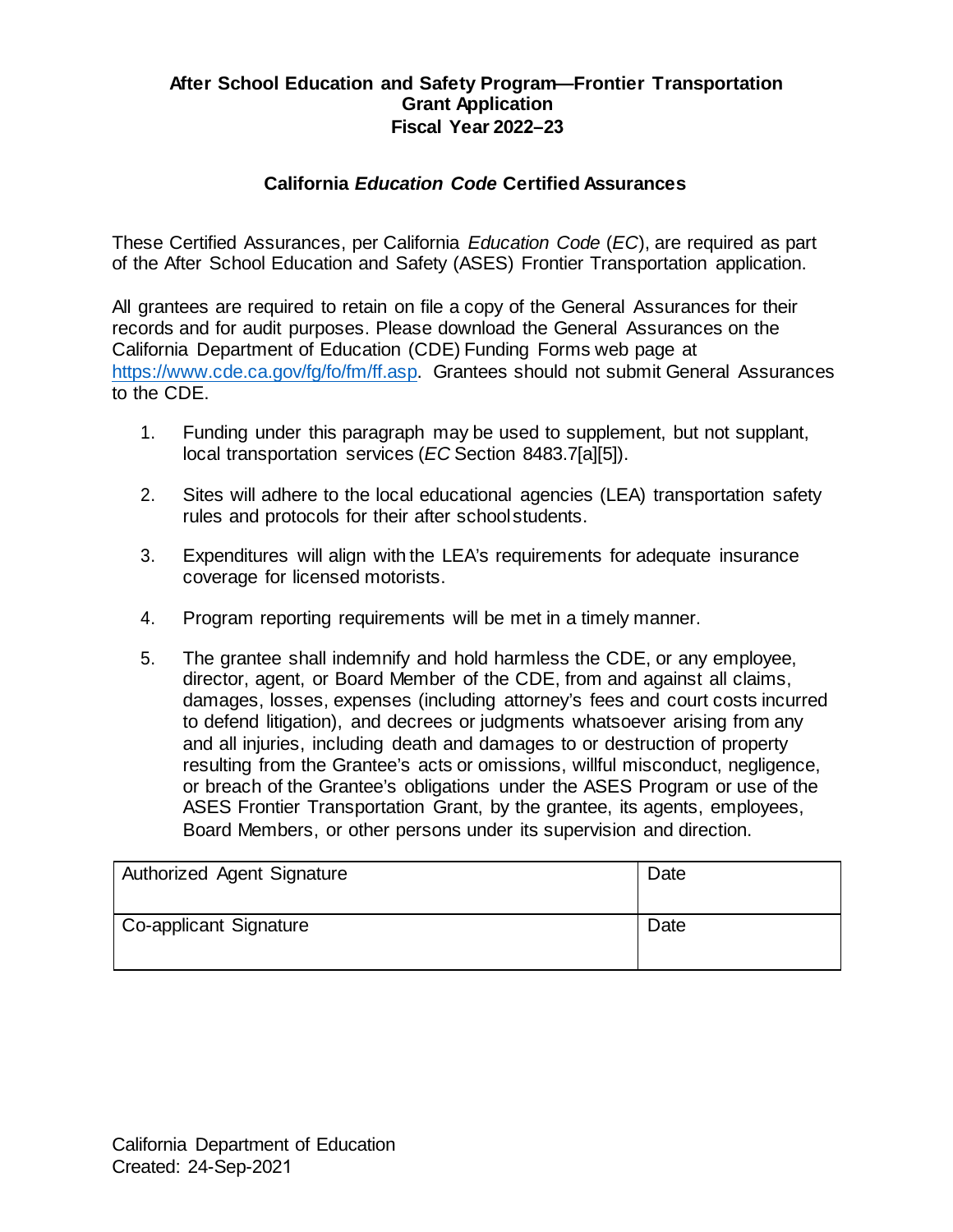**After School Education and Safety Program—Frontier Transportation Grant Application Fiscal Year 2022–23**

## California *Education Code* Certified Assurances

These Certified Assurances, per California *Education Code* (*EC*), are required as part of the After School Education and Safety (ASES) Frontier Transportation application.

All grantees are required to retain on file a copy of the General Assurances for their records and for audit purposes. Please download the General Assurances on the California Department of Education (CDE) Funding Forms web page at [https://www.cde.ca.gov/fg/fo/fm/ff.asp](https://www.cde.ca.gov/fg/fo/fm/ff.asp). Grantees should not submit General Assurances to the CDE.

1. Funding under this paragraph may be used to supplement, but not supplant, local transportation services (*EC* Section 8483.7[a][5]).

2. Sites will adhere to the local educational agencies (LEA) transportation safety rules and protocols for their after school students.

3. Expenditures will align with the LEA's requirements for adequate insurance coverage for licensed motorists.

4. Program reporting requirements will be met in a timely manner.

5. The grantee shall indemnify and hold harmless the CDE, or any employee, director, agent, or Board Member of the CDE, from and against all claims, damages, losses, expenses (including attorney's fees and court costs incurred to defend litigation), and decrees or judgments whatsoever arising from any and all injuries, including death and damages to or destruction of property resulting from the Grantee's acts or omissions, willful misconduct, negligence, or breach of the Grantee's obligations under the ASES Program or use of the ASES Frontier Transportation Grant, by the grantee, its agents, employees, Board Members, or other persons under its supervision and direction.

| | |
|---|---|
| Authorized Agent Signature | Date |
| Co-applicant Signature | Date |

California Department of Education
Created: 24-Sep-2021